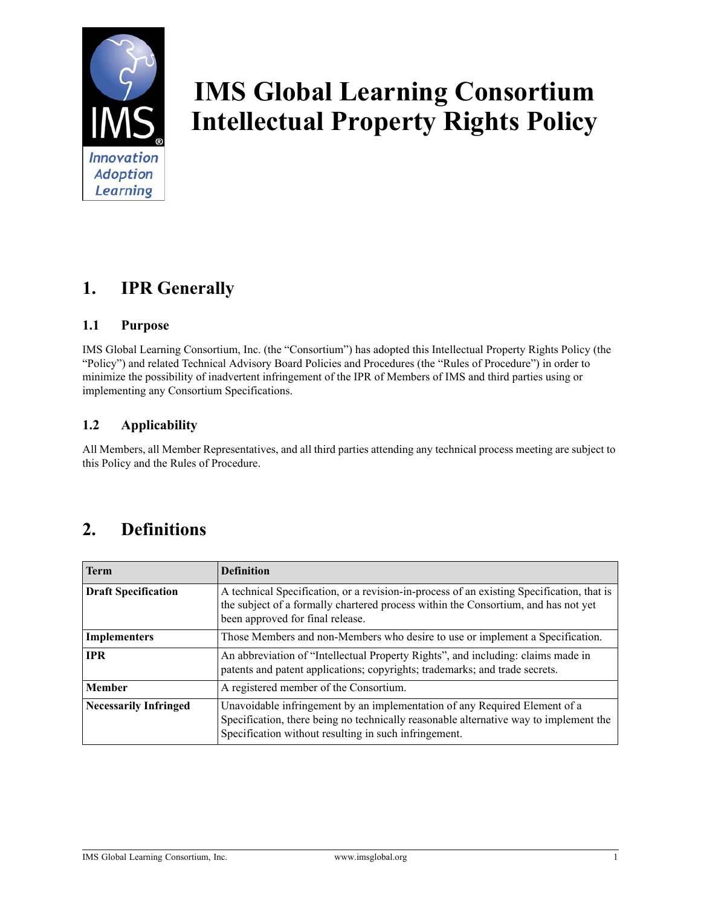# IMS Global Learning Consortium Intellectual Property Rights Policy

## 1. IPR Generally

### 1.1 Purpose

IMS Global Learning Consortium, Inc. (the "Consortium") has adopted this Intellectual Property Rights Policy (the "Policy") and related Technical Advisory Board Policies and Procedures (the "Rules of Procedure") in order to minimize the possibility of inadvertent infringement of the IPR of Members of IMS and third parties using or implementing any Consortium Specifications.

### 1.2 Applicability

All Members, all Member Representatives, and all third parties attending any technical process meeting are subject to this Policy and the Rules of Procedure.

## 2. Definitions

| Term | Definition |
| --- | --- |
| **Draft Specification** | A technical Specification, or a revision-in-process of an existing Specification, that is the subject of a formally chartered process within the Consortium, and has not yet been approved for final release. |
| **Implementers** | Those Members and non-Members who desire to use or implement a Specification. |
| **IPR** | An abbreviation of "Intellectual Property Rights", and including: claims made in patents and patent applications; copyrights; trademarks; and trade secrets. |
| **Member** | A registered member of the Consortium. |
| **Necessarily Infringed** | Unavoidable infringement by an implementation of any Required Element of a Specification, there being no technically reasonable alternative way to implement the Specification without resulting in such infringement. |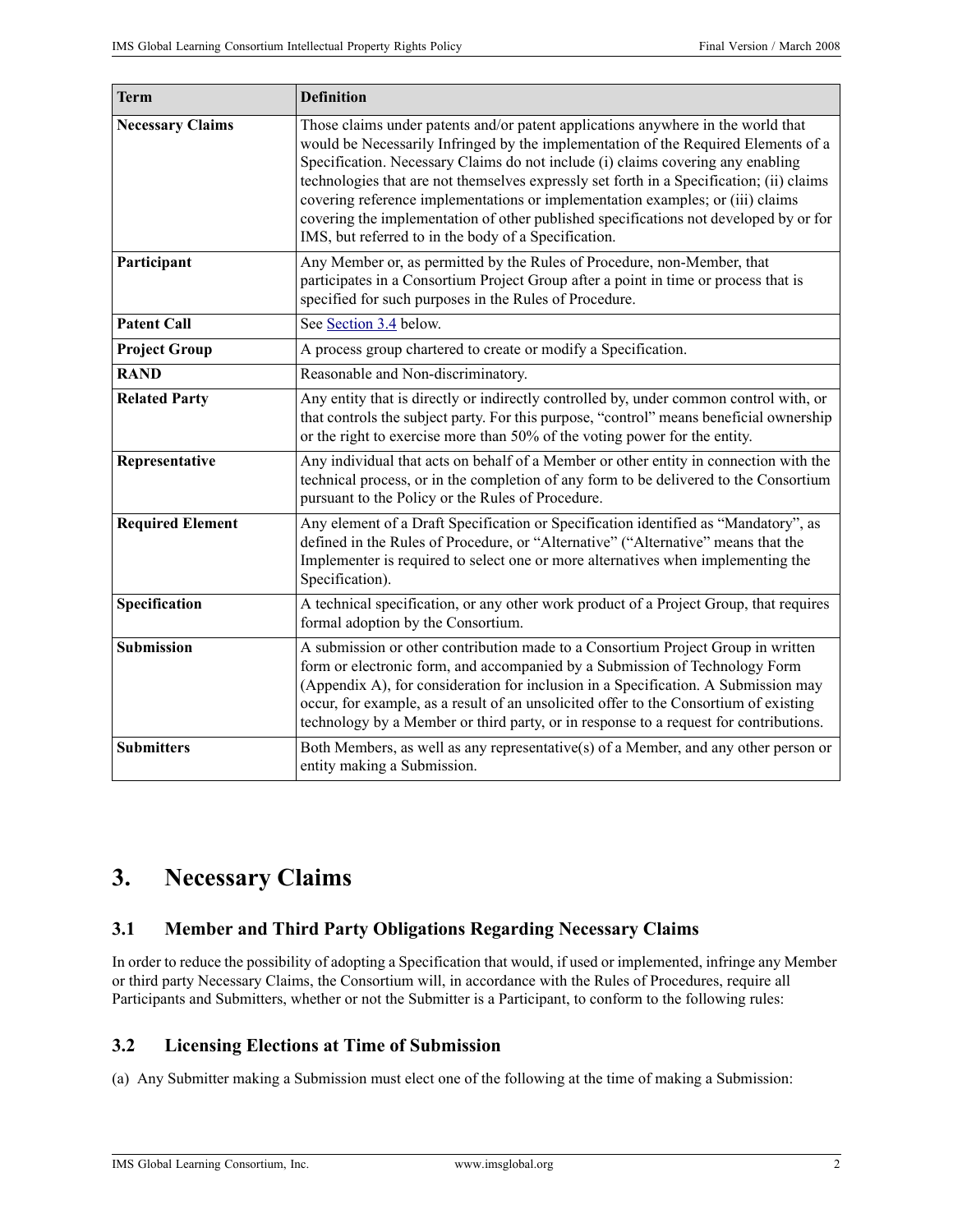| Term | Definition |
|---|---|
| **Necessary Claims** | Those claims under patents and/or patent applications anywhere in the world that would be Necessarily Infringed by the implementation of the Required Elements of a Specification. Necessary Claims do not include (i) claims covering any enabling technologies that are not themselves expressly set forth in a Specification; (ii) claims covering reference implementations or implementation examples; or (iii) claims covering the implementation of other published specifications not developed by or for IMS, but referred to in the body of a Specification. |
| **Participant** | Any Member or, as permitted by the Rules of Procedure, non-Member, that participates in a Consortium Project Group after a point in time or process that is specified for such purposes in the Rules of Procedure. |
| **Patent Call** | See Section 3.4 below. |
| **Project Group** | A process group chartered to create or modify a Specification. |
| **RAND** | Reasonable and Non-discriminatory. |
| **Related Party** | Any entity that is directly or indirectly controlled by, under common control with, or that controls the subject party. For this purpose, "control" means beneficial ownership or the right to exercise more than 50% of the voting power for the entity. |
| **Representative** | Any individual that acts on behalf of a Member or other entity in connection with the technical process, or in the completion of any form to be delivered to the Consortium pursuant to the Policy or the Rules of Procedure. |
| **Required Element** | Any element of a Draft Specification or Specification identified as "Mandatory", as defined in the Rules of Procedure, or "Alternative" ("Alternative" means that the Implementer is required to select one or more alternatives when implementing the Specification). |
| **Specification** | A technical specification, or any other work product of a Project Group, that requires formal adoption by the Consortium. |
| **Submission** | A submission or other contribution made to a Consortium Project Group in written form or electronic form, and accompanied by a Submission of Technology Form (Appendix A), for consideration for inclusion in a Specification. A Submission may occur, for example, as a result of an unsolicited offer to the Consortium of existing technology by a Member or third party, or in response to a request for contributions. |
| **Submitters** | Both Members, as well as any representative(s) of a Member, and any other person or entity making a Submission. |

# 3. Necessary Claims

## 3.1 Member and Third Party Obligations Regarding Necessary Claims

In order to reduce the possibility of adopting a Specification that would, if used or implemented, infringe any Member or third party Necessary Claims, the Consortium will, in accordance with the Rules of Procedures, require all Participants and Submitters, whether or not the Submitter is a Participant, to conform to the following rules:

## 3.2 Licensing Elections at Time of Submission

(a) Any Submitter making a Submission must elect one of the following at the time of making a Submission: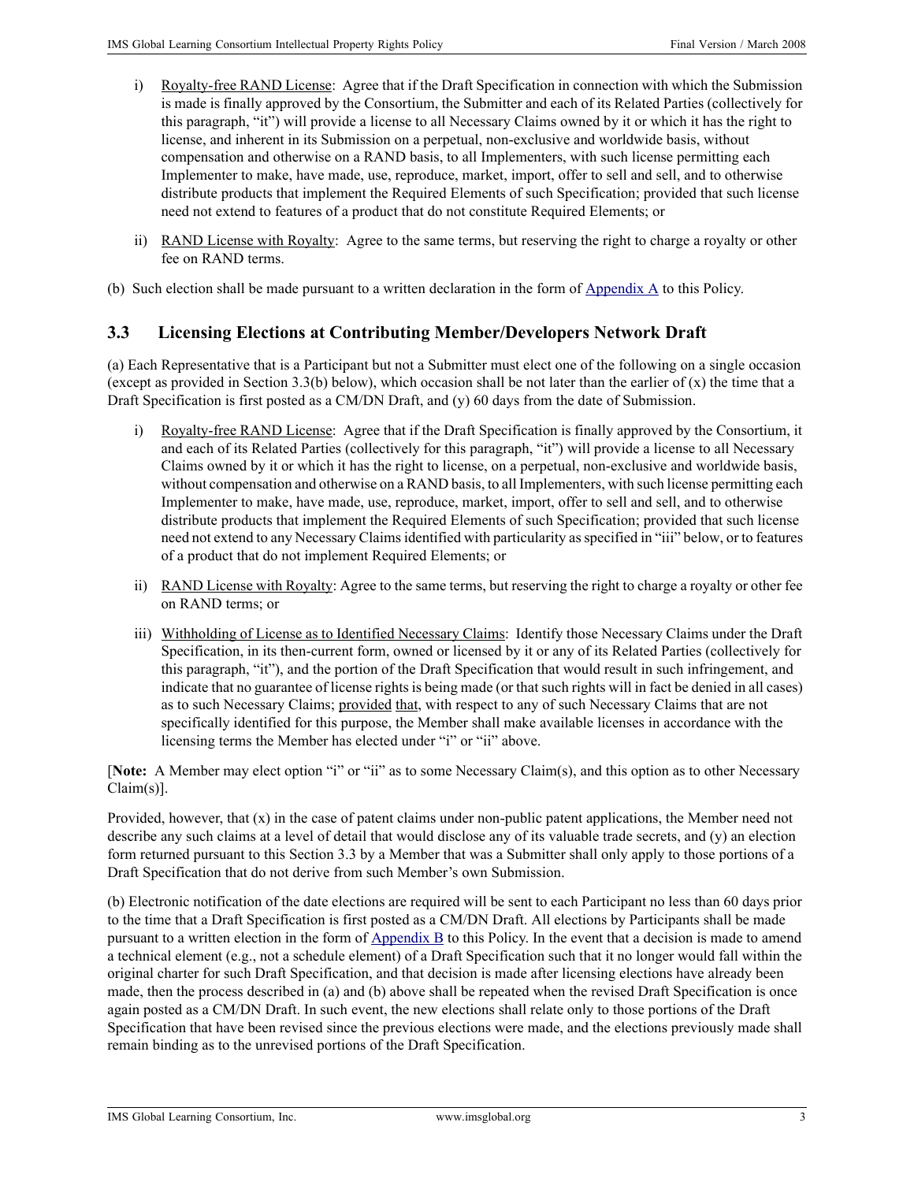i) Royalty-free RAND License: Agree that if the Draft Specification in connection with which the Submission is made is finally approved by the Consortium, the Submitter and each of its Related Parties (collectively for this paragraph, "it") will provide a license to all Necessary Claims owned by it or which it has the right to license, and inherent in its Submission on a perpetual, non-exclusive and worldwide basis, without compensation and otherwise on a RAND basis, to all Implementers, with such license permitting each Implementer to make, have made, use, reproduce, market, import, offer to sell and sell, and to otherwise distribute products that implement the Required Elements of such Specification; provided that such license need not extend to features of a product that do not constitute Required Elements; or

ii) RAND License with Royalty: Agree to the same terms, but reserving the right to charge a royalty or other fee on RAND terms.

(b) Such election shall be made pursuant to a written declaration in the form of Appendix A to this Policy.

## 3.3 Licensing Elections at Contributing Member/Developers Network Draft

(a) Each Representative that is a Participant but not a Submitter must elect one of the following on a single occasion (except as provided in Section 3.3(b) below), which occasion shall be not later than the earlier of (x) the time that a Draft Specification is first posted as a CM/DN Draft, and (y) 60 days from the date of Submission.

i) Royalty-free RAND License: Agree that if the Draft Specification is finally approved by the Consortium, it and each of its Related Parties (collectively for this paragraph, "it") will provide a license to all Necessary Claims owned by it or which it has the right to license, on a perpetual, non-exclusive and worldwide basis, without compensation and otherwise on a RAND basis, to all Implementers, with such license permitting each Implementer to make, have made, use, reproduce, market, import, offer to sell and sell, and to otherwise distribute products that implement the Required Elements of such Specification; provided that such license need not extend to any Necessary Claims identified with particularity as specified in "iii" below, or to features of a product that do not implement Required Elements; or

ii) RAND License with Royalty: Agree to the same terms, but reserving the right to charge a royalty or other fee on RAND terms; or

iii) Withholding of License as to Identified Necessary Claims: Identify those Necessary Claims under the Draft Specification, in its then-current form, owned or licensed by it or any of its Related Parties (collectively for this paragraph, "it"), and the portion of the Draft Specification that would result in such infringement, and indicate that no guarantee of license rights is being made (or that such rights will in fact be denied in all cases) as to such Necessary Claims; provided that, with respect to any of such Necessary Claims that are not specifically identified for this purpose, the Member shall make available licenses in accordance with the licensing terms the Member has elected under "i" or "ii" above.

[**Note:** A Member may elect option "i" or "ii" as to some Necessary Claim(s), and this option as to other Necessary Claim(s)].

Provided, however, that (x) in the case of patent claims under non-public patent applications, the Member need not describe any such claims at a level of detail that would disclose any of its valuable trade secrets, and (y) an election form returned pursuant to this Section 3.3 by a Member that was a Submitter shall only apply to those portions of a Draft Specification that do not derive from such Member's own Submission.

(b) Electronic notification of the date elections are required will be sent to each Participant no less than 60 days prior to the time that a Draft Specification is first posted as a CM/DN Draft. All elections by Participants shall be made pursuant to a written election in the form of Appendix B to this Policy. In the event that a decision is made to amend a technical element (e.g., not a schedule element) of a Draft Specification such that it no longer would fall within the original charter for such Draft Specification, and that decision is made after licensing elections have already been made, then the process described in (a) and (b) above shall be repeated when the revised Draft Specification is once again posted as a CM/DN Draft. In such event, the new elections shall relate only to those portions of the Draft Specification that have been revised since the previous elections were made, and the elections previously made shall remain binding as to the unrevised portions of the Draft Specification.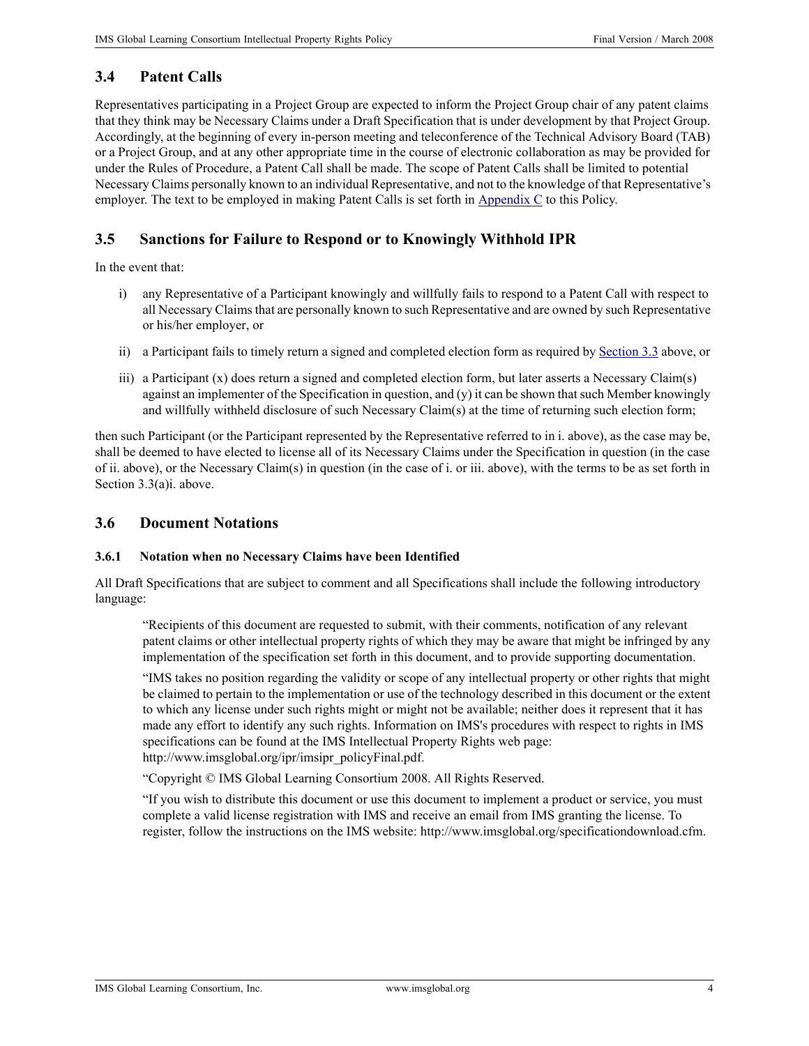## 3.4 Patent Calls

Representatives participating in a Project Group are expected to inform the Project Group chair of any patent claims that they think may be Necessary Claims under a Draft Specification that is under development by that Project Group. Accordingly, at the beginning of every in-person meeting and teleconference of the Technical Advisory Board (TAB) or a Project Group, and at any other appropriate time in the course of electronic collaboration as may be provided for under the Rules of Procedure, a Patent Call shall be made. The scope of Patent Calls shall be limited to potential Necessary Claims personally known to an individual Representative, and not to the knowledge of that Representative's employer. The text to be employed in making Patent Calls is set forth in Appendix C to this Policy.

## 3.5 Sanctions for Failure to Respond or to Knowingly Withhold IPR

In the event that:

i) any Representative of a Participant knowingly and willfully fails to respond to a Patent Call with respect to all Necessary Claims that are personally known to such Representative and are owned by such Representative or his/her employer, or

ii) a Participant fails to timely return a signed and completed election form as required by Section 3.3 above, or

iii) a Participant (x) does return a signed and completed election form, but later asserts a Necessary Claim(s) against an implementer of the Specification in question, and (y) it can be shown that such Member knowingly and willfully withheld disclosure of such Necessary Claim(s) at the time of returning such election form;

then such Participant (or the Participant represented by the Representative referred to in i. above), as the case may be, shall be deemed to have elected to license all of its Necessary Claims under the Specification in question (in the case of ii. above), or the Necessary Claim(s) in question (in the case of i. or iii. above), with the terms to be as set forth in Section 3.3(a)i. above.

## 3.6 Document Notations

### 3.6.1 Notation when no Necessary Claims have been Identified

All Draft Specifications that are subject to comment and all Specifications shall include the following introductory language:

> "Recipients of this document are requested to submit, with their comments, notification of any relevant patent claims or other intellectual property rights of which they may be aware that might be infringed by any implementation of the specification set forth in this document, and to provide supporting documentation.
>
> "IMS takes no position regarding the validity or scope of any intellectual property or other rights that might be claimed to pertain to the implementation or use of the technology described in this document or the extent to which any license under such rights might or might not be available; neither does it represent that it has made any effort to identify any such rights. Information on IMS's procedures with respect to rights in IMS specifications can be found at the IMS Intellectual Property Rights web page: http://www.imsglobal.org/ipr/imsipr_policyFinal.pdf.
>
> "Copyright © IMS Global Learning Consortium 2008. All Rights Reserved.
>
> "If you wish to distribute this document or use this document to implement a product or service, you must complete a valid license registration with IMS and receive an email from IMS granting the license. To register, follow the instructions on the IMS website: http://www.imsglobal.org/specificationdownload.cfm.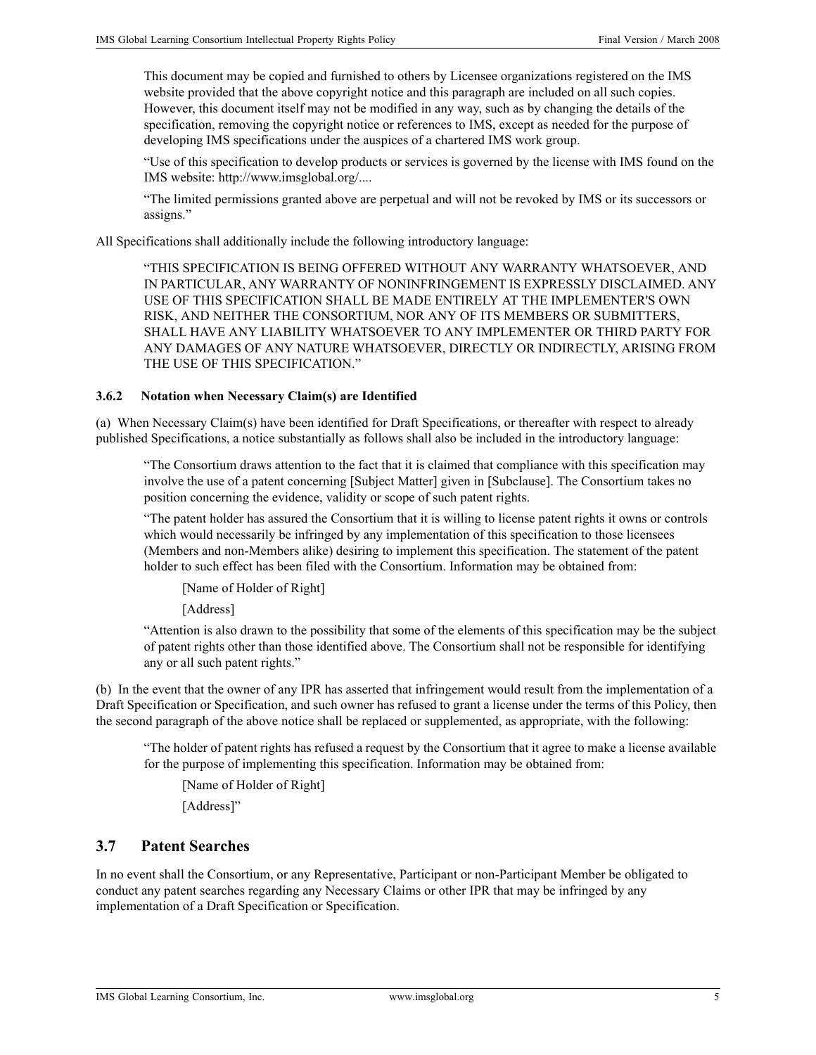> This document may be copied and furnished to others by Licensee organizations registered on the IMS website provided that the above copyright notice and this paragraph are included on all such copies. However, this document itself may not be modified in any way, such as by changing the details of the specification, removing the copyright notice or references to IMS, except as needed for the purpose of developing IMS specifications under the auspices of a chartered IMS work group.
>
> "Use of this specification to develop products or services is governed by the license with IMS found on the IMS website: http://www.imsglobal.org/....
>
> "The limited permissions granted above are perpetual and will not be revoked by IMS or its successors or assigns."

All Specifications shall additionally include the following introductory language:

> "THIS SPECIFICATION IS BEING OFFERED WITHOUT ANY WARRANTY WHATSOEVER, AND IN PARTICULAR, ANY WARRANTY OF NONINFRINGEMENT IS EXPRESSLY DISCLAIMED. ANY USE OF THIS SPECIFICATION SHALL BE MADE ENTIRELY AT THE IMPLEMENTER'S OWN RISK, AND NEITHER THE CONSORTIUM, NOR ANY OF ITS MEMBERS OR SUBMITTERS, SHALL HAVE ANY LIABILITY WHATSOEVER TO ANY IMPLEMENTER OR THIRD PARTY FOR ANY DAMAGES OF ANY NATURE WHATSOEVER, DIRECTLY OR INDIRECTLY, ARISING FROM THE USE OF THIS SPECIFICATION."

#### 3.6.2 Notation when Necessary Claim(s) are Identified

(a) When Necessary Claim(s) have been identified for Draft Specifications, or thereafter with respect to already published Specifications, a notice substantially as follows shall also be included in the introductory language:

> "The Consortium draws attention to the fact that it is claimed that compliance with this specification may involve the use of a patent concerning [Subject Matter] given in [Subclause]. The Consortium takes no position concerning the evidence, validity or scope of such patent rights.
>
> "The patent holder has assured the Consortium that it is willing to license patent rights it owns or controls which would necessarily be infringed by any implementation of this specification to those licensees (Members and non-Members alike) desiring to implement this specification. The statement of the patent holder to such effect has been filed with the Consortium. Information may be obtained from:
>
> [Name of Holder of Right]
>
> [Address]
>
> "Attention is also drawn to the possibility that some of the elements of this specification may be the subject of patent rights other than those identified above. The Consortium shall not be responsible for identifying any or all such patent rights."

(b) In the event that the owner of any IPR has asserted that infringement would result from the implementation of a Draft Specification or Specification, and such owner has refused to grant a license under the terms of this Policy, then the second paragraph of the above notice shall be replaced or supplemented, as appropriate, with the following:

> "The holder of patent rights has refused a request by the Consortium that it agree to make a license available for the purpose of implementing this specification. Information may be obtained from:
>
> [Name of Holder of Right]
>
> [Address]"

## 3.7 Patent Searches

In no event shall the Consortium, or any Representative, Participant or non-Participant Member be obligated to conduct any patent searches regarding any Necessary Claims or other IPR that may be infringed by any implementation of a Draft Specification or Specification.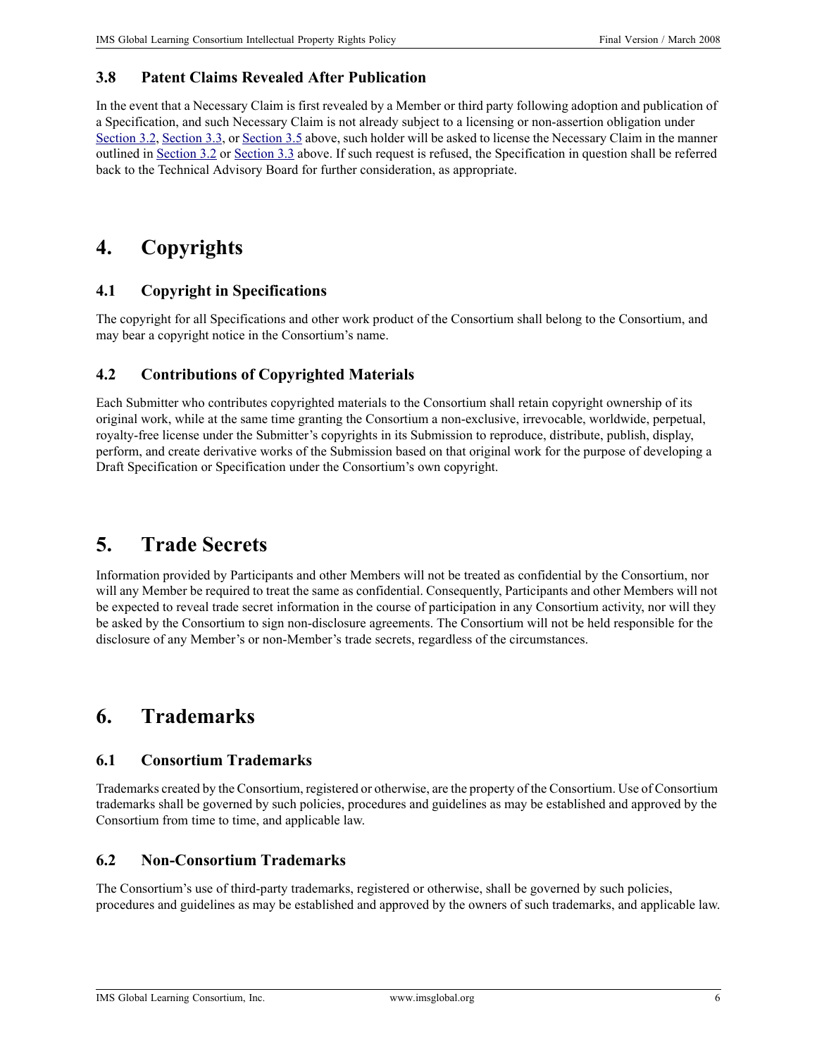### 3.8 Patent Claims Revealed After Publication

In the event that a Necessary Claim is first revealed by a Member or third party following adoption and publication of a Specification, and such Necessary Claim is not already subject to a licensing or non-assertion obligation under Section 3.2, Section 3.3, or Section 3.5 above, such holder will be asked to license the Necessary Claim in the manner outlined in Section 3.2 or Section 3.3 above. If such request is refused, the Specification in question shall be referred back to the Technical Advisory Board for further consideration, as appropriate.

## 4. Copyrights

### 4.1 Copyright in Specifications

The copyright for all Specifications and other work product of the Consortium shall belong to the Consortium, and may bear a copyright notice in the Consortium's name.

### 4.2 Contributions of Copyrighted Materials

Each Submitter who contributes copyrighted materials to the Consortium shall retain copyright ownership of its original work, while at the same time granting the Consortium a non-exclusive, irrevocable, worldwide, perpetual, royalty-free license under the Submitter's copyrights in its Submission to reproduce, distribute, publish, display, perform, and create derivative works of the Submission based on that original work for the purpose of developing a Draft Specification or Specification under the Consortium's own copyright.

## 5. Trade Secrets

Information provided by Participants and other Members will not be treated as confidential by the Consortium, nor will any Member be required to treat the same as confidential. Consequently, Participants and other Members will not be expected to reveal trade secret information in the course of participation in any Consortium activity, nor will they be asked by the Consortium to sign non-disclosure agreements. The Consortium will not be held responsible for the disclosure of any Member's or non-Member's trade secrets, regardless of the circumstances.

## 6. Trademarks

### 6.1 Consortium Trademarks

Trademarks created by the Consortium, registered or otherwise, are the property of the Consortium. Use of Consortium trademarks shall be governed by such policies, procedures and guidelines as may be established and approved by the Consortium from time to time, and applicable law.

### 6.2 Non-Consortium Trademarks

The Consortium's use of third-party trademarks, registered or otherwise, shall be governed by such policies, procedures and guidelines as may be established and approved by the owners of such trademarks, and applicable law.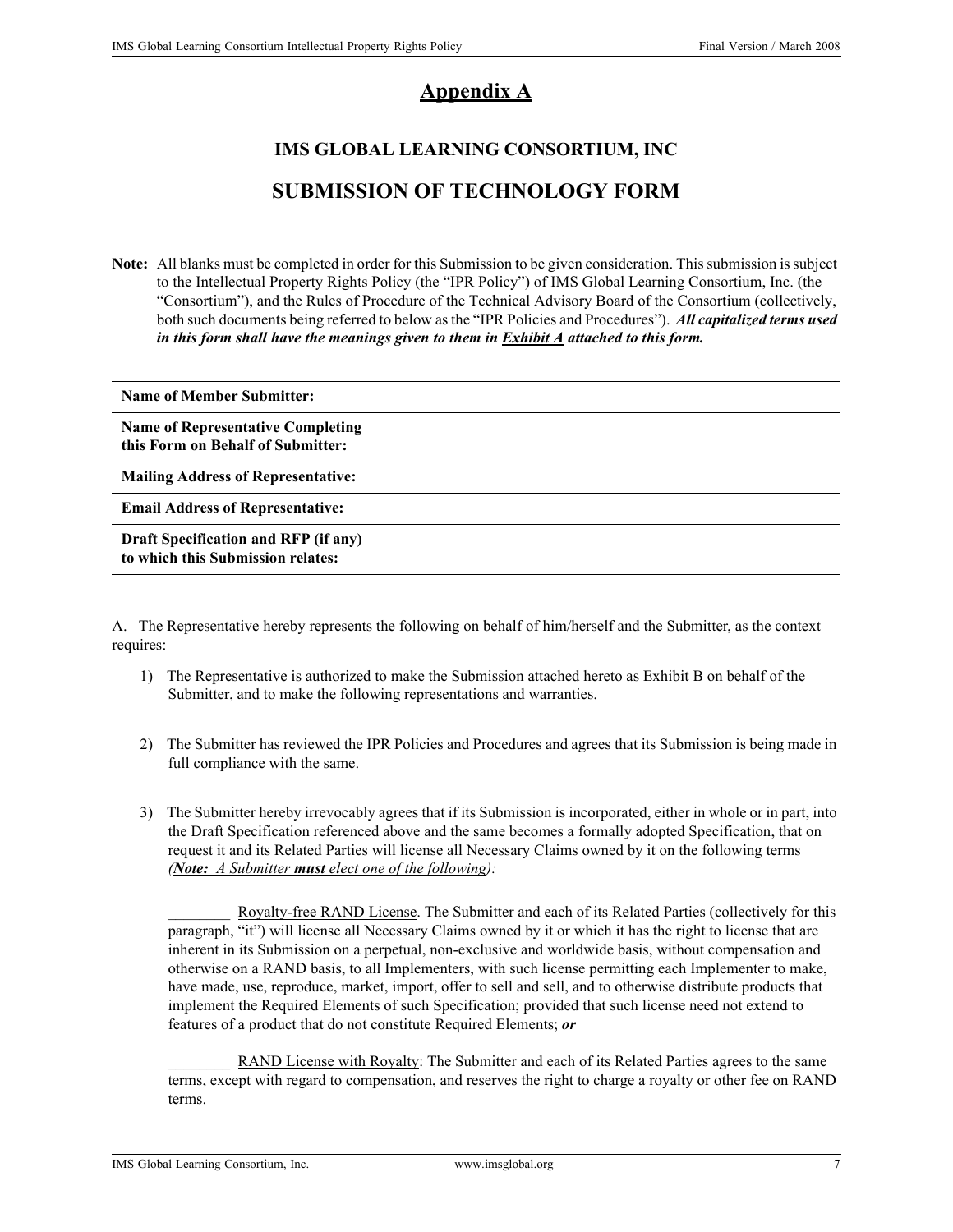# Appendix A

## IMS GLOBAL LEARNING CONSORTIUM, INC

## SUBMISSION OF TECHNOLOGY FORM

**Note:** All blanks must be completed in order for this Submission to be given consideration. This submission is subject to the Intellectual Property Rights Policy (the "IPR Policy") of IMS Global Learning Consortium, Inc. (the "Consortium"), and the Rules of Procedure of the Technical Advisory Board of the Consortium (collectively, both such documents being referred to below as the "IPR Policies and Procedures"). ***All capitalized terms used in this form shall have the meanings given to them in Exhibit A attached to this form.***

| | |
|---|---|
| **Name of Member Submitter:** | |
| **Name of Representative Completing this Form on Behalf of Submitter:** | |
| **Mailing Address of Representative:** | |
| **Email Address of Representative:** | |
| **Draft Specification and RFP (if any) to which this Submission relates:** | |

A. The Representative hereby represents the following on behalf of him/herself and the Submitter, as the context requires:

1) The Representative is authorized to make the Submission attached hereto as Exhibit B on behalf of the Submitter, and to make the following representations and warranties.

2) The Submitter has reviewed the IPR Policies and Procedures and agrees that its Submission is being made in full compliance with the same.

3) The Submitter hereby irrevocably agrees that if its Submission is incorporated, either in whole or in part, into the Draft Specification referenced above and the same becomes a formally adopted Specification, that on request it and its Related Parties will license all Necessary Claims owned by it on the following terms *(**Note:** A Submitter **must** elect one of the following):*

________ Royalty-free RAND License. The Submitter and each of its Related Parties (collectively for this paragraph, "it") will license all Necessary Claims owned by it or which it has the right to license that are inherent in its Submission on a perpetual, non-exclusive and worldwide basis, without compensation and otherwise on a RAND basis, to all Implementers, with such license permitting each Implementer to make, have made, use, reproduce, market, import, offer to sell and sell, and to otherwise distribute products that implement the Required Elements of such Specification; provided that such license need not extend to features of a product that do not constitute Required Elements; ***or***

________ RAND License with Royalty: The Submitter and each of its Related Parties agrees to the same terms, except with regard to compensation, and reserves the right to charge a royalty or other fee on RAND terms.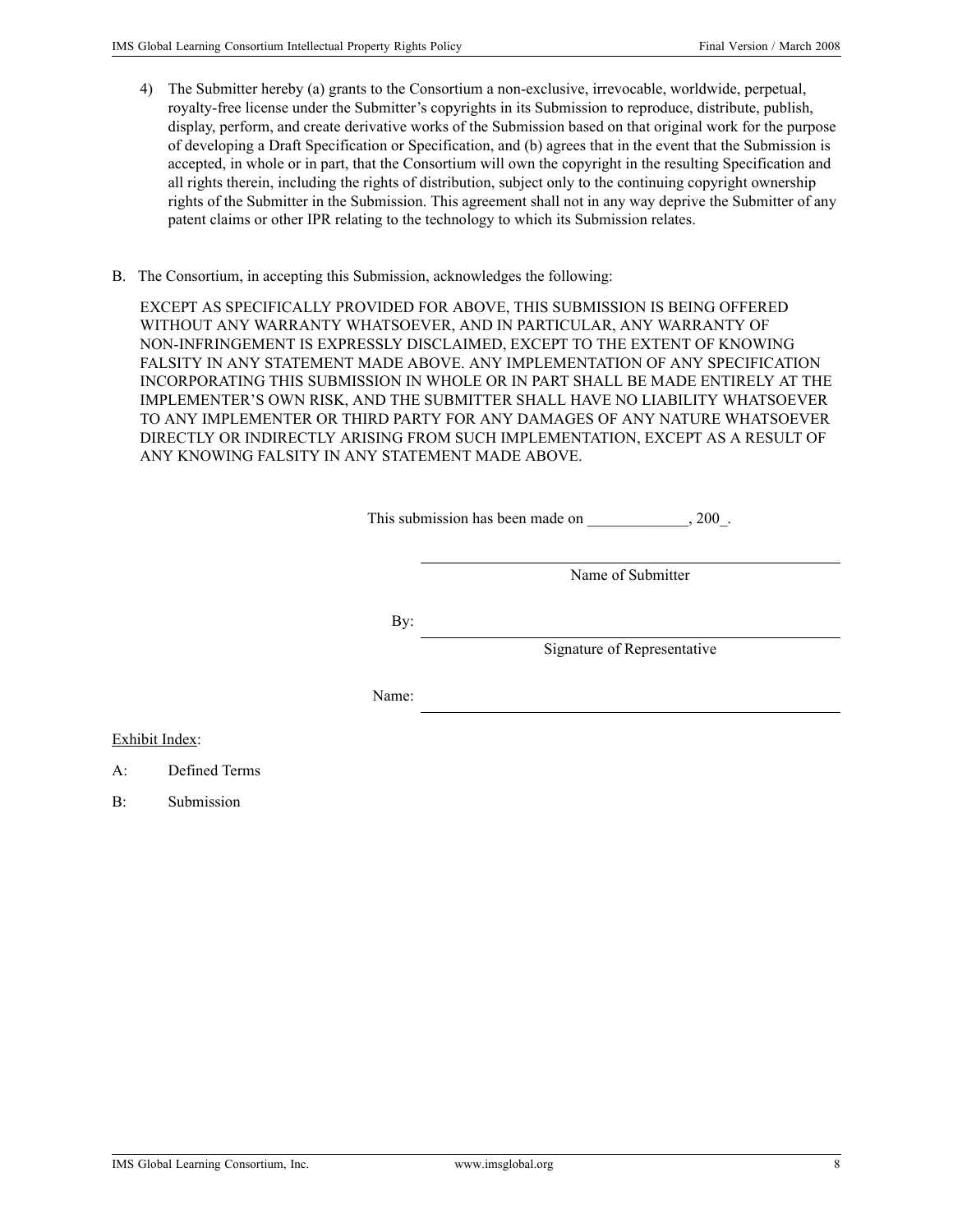4) The Submitter hereby (a) grants to the Consortium a non-exclusive, irrevocable, worldwide, perpetual, royalty-free license under the Submitter's copyrights in its Submission to reproduce, distribute, publish, display, perform, and create derivative works of the Submission based on that original work for the purpose of developing a Draft Specification or Specification, and (b) agrees that in the event that the Submission is accepted, in whole or in part, that the Consortium will own the copyright in the resulting Specification and all rights therein, including the rights of distribution, subject only to the continuing copyright ownership rights of the Submitter in the Submission. This agreement shall not in any way deprive the Submitter of any patent claims or other IPR relating to the technology to which its Submission relates.

B. The Consortium, in accepting this Submission, acknowledges the following:

EXCEPT AS SPECIFICALLY PROVIDED FOR ABOVE, THIS SUBMISSION IS BEING OFFERED WITHOUT ANY WARRANTY WHATSOEVER, AND IN PARTICULAR, ANY WARRANTY OF NON-INFRINGEMENT IS EXPRESSLY DISCLAIMED, EXCEPT TO THE EXTENT OF KNOWING FALSITY IN ANY STATEMENT MADE ABOVE. ANY IMPLEMENTATION OF ANY SPECIFICATION INCORPORATING THIS SUBMISSION IN WHOLE OR IN PART SHALL BE MADE ENTIRELY AT THE IMPLEMENTER'S OWN RISK, AND THE SUBMITTER SHALL HAVE NO LIABILITY WHATSOEVER TO ANY IMPLEMENTER OR THIRD PARTY FOR ANY DAMAGES OF ANY NATURE WHATSOEVER DIRECTLY OR INDIRECTLY ARISING FROM SUCH IMPLEMENTATION, EXCEPT AS A RESULT OF ANY KNOWING FALSITY IN ANY STATEMENT MADE ABOVE.

This submission has been made on _____________, 200_.

______________________________________________
Name of Submitter

By: ______________________________________________
Signature of Representative

Name: ______________________________________________

Exhibit Index:

A: Defined Terms

B: Submission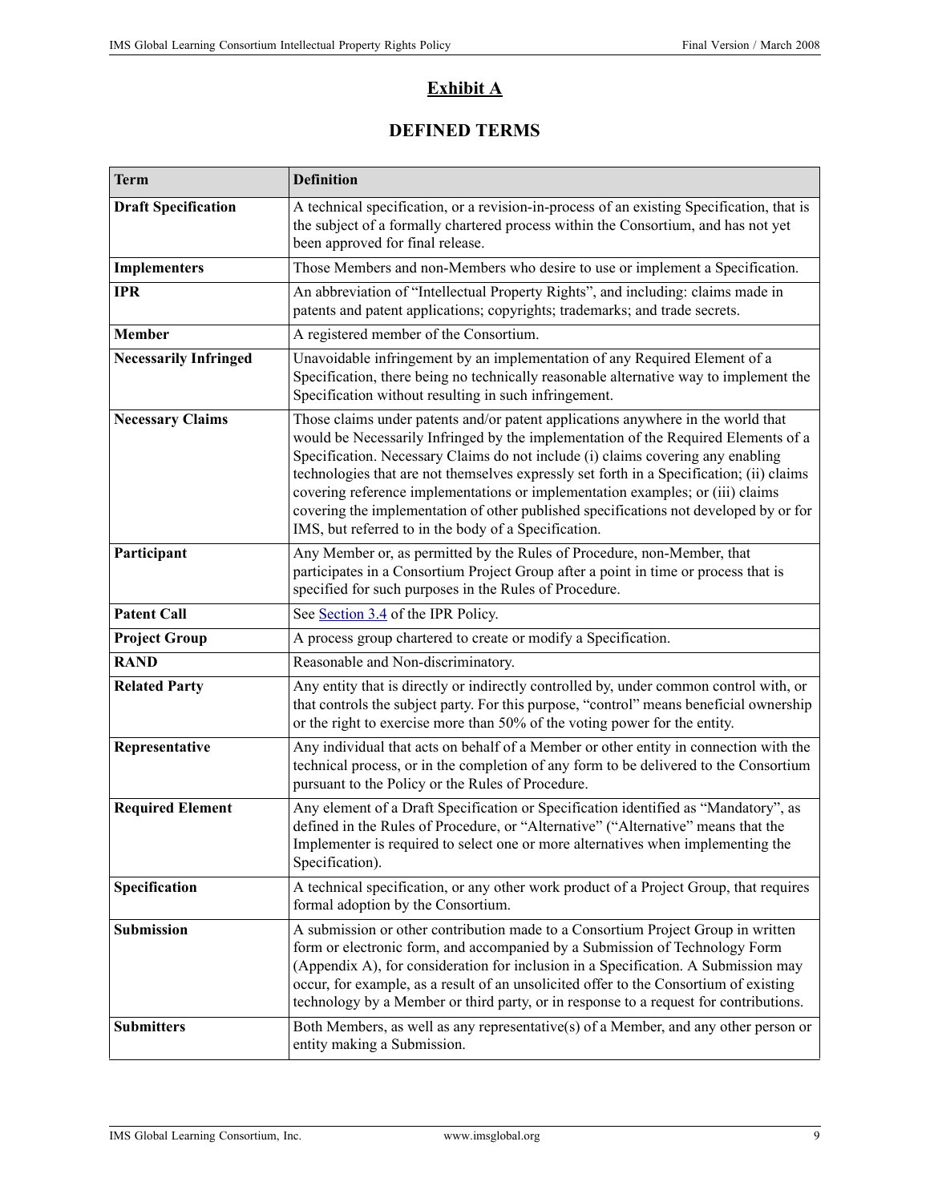# Exhibit A

## DEFINED TERMS

| Term | Definition |
| --- | --- |
| **Draft Specification** | A technical specification, or a revision-in-process of an existing Specification, that is the subject of a formally chartered process within the Consortium, and has not yet been approved for final release. |
| **Implementers** | Those Members and non-Members who desire to use or implement a Specification. |
| **IPR** | An abbreviation of "Intellectual Property Rights", and including: claims made in patents and patent applications; copyrights; trademarks; and trade secrets. |
| **Member** | A registered member of the Consortium. |
| **Necessarily Infringed** | Unavoidable infringement by an implementation of any Required Element of a Specification, there being no technically reasonable alternative way to implement the Specification without resulting in such infringement. |
| **Necessary Claims** | Those claims under patents and/or patent applications anywhere in the world that would be Necessarily Infringed by the implementation of the Required Elements of a Specification. Necessary Claims do not include (i) claims covering any enabling technologies that are not themselves expressly set forth in a Specification; (ii) claims covering reference implementations or implementation examples; or (iii) claims covering the implementation of other published specifications not developed by or for IMS, but referred to in the body of a Specification. |
| **Participant** | Any Member or, as permitted by the Rules of Procedure, non-Member, that participates in a Consortium Project Group after a point in time or process that is specified for such purposes in the Rules of Procedure. |
| **Patent Call** | See Section 3.4 of the IPR Policy. |
| **Project Group** | A process group chartered to create or modify a Specification. |
| **RAND** | Reasonable and Non-discriminatory. |
| **Related Party** | Any entity that is directly or indirectly controlled by, under common control with, or that controls the subject party. For this purpose, "control" means beneficial ownership or the right to exercise more than 50% of the voting power for the entity. |
| **Representative** | Any individual that acts on behalf of a Member or other entity in connection with the technical process, or in the completion of any form to be delivered to the Consortium pursuant to the Policy or the Rules of Procedure. |
| **Required Element** | Any element of a Draft Specification or Specification identified as "Mandatory", as defined in the Rules of Procedure, or "Alternative" ("Alternative" means that the Implementer is required to select one or more alternatives when implementing the Specification). |
| **Specification** | A technical specification, or any other work product of a Project Group, that requires formal adoption by the Consortium. |
| **Submission** | A submission or other contribution made to a Consortium Project Group in written form or electronic form, and accompanied by a Submission of Technology Form (Appendix A), for consideration for inclusion in a Specification. A Submission may occur, for example, as a result of an unsolicited offer to the Consortium of existing technology by a Member or third party, or in response to a request for contributions. |
| **Submitters** | Both Members, as well as any representative(s) of a Member, and any other person or entity making a Submission. |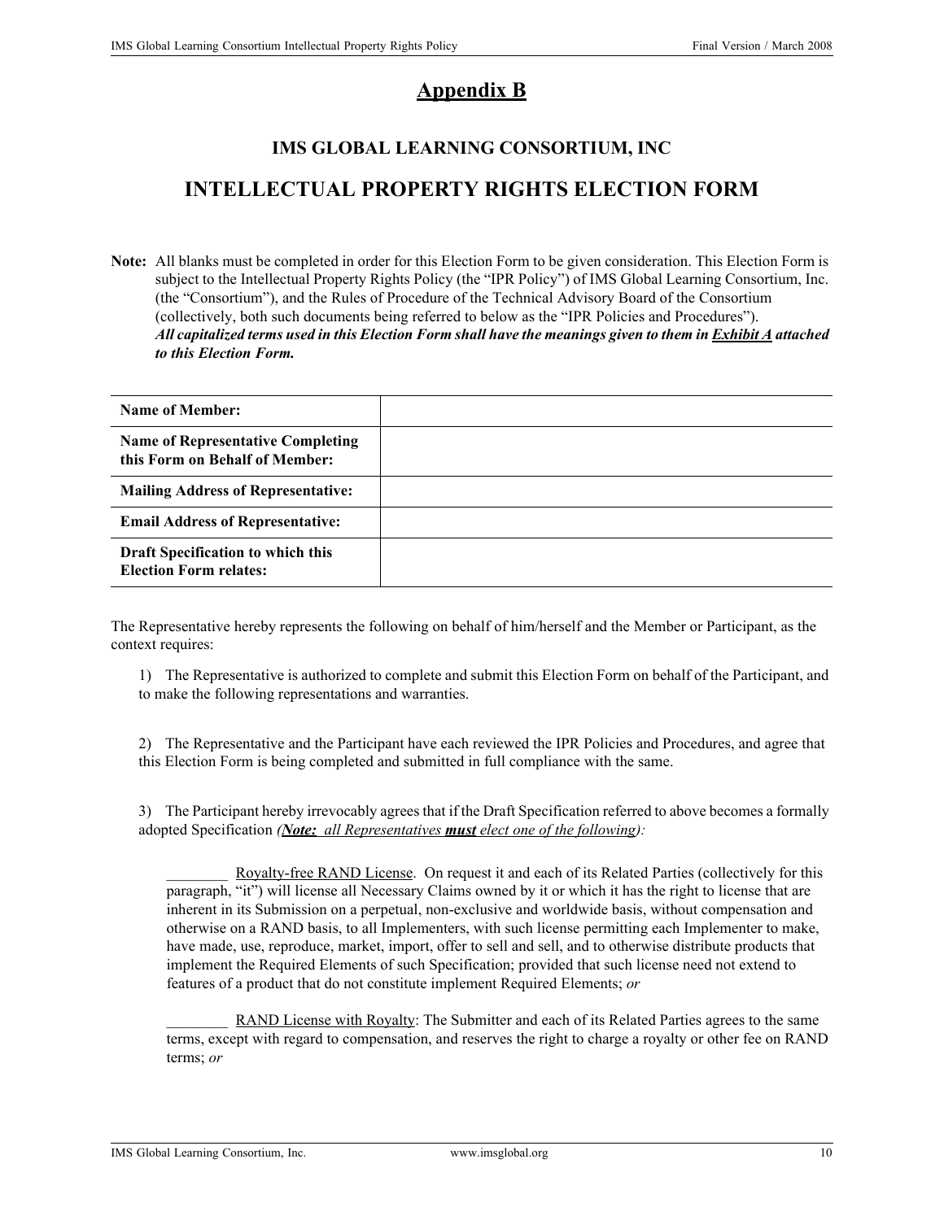# Appendix B

## IMS GLOBAL LEARNING CONSORTIUM, INC

## INTELLECTUAL PROPERTY RIGHTS ELECTION FORM

**Note:** All blanks must be completed in order for this Election Form to be given consideration. This Election Form is subject to the Intellectual Property Rights Policy (the "IPR Policy") of IMS Global Learning Consortium, Inc. (the "Consortium"), and the Rules of Procedure of the Technical Advisory Board of the Consortium (collectively, both such documents being referred to below as the "IPR Policies and Procedures"). ***All capitalized terms used in this Election Form shall have the meanings given to them in Exhibit A attached to this Election Form.***

| | |
|---|---|
| **Name of Member:** | |
| **Name of Representative Completing this Form on Behalf of Member:** | |
| **Mailing Address of Representative:** | |
| **Email Address of Representative:** | |
| **Draft Specification to which this Election Form relates:** | |

The Representative hereby represents the following on behalf of him/herself and the Member or Participant, as the context requires:

1) The Representative is authorized to complete and submit this Election Form on behalf of the Participant, and to make the following representations and warranties.

2) The Representative and the Participant have each reviewed the IPR Policies and Procedures, and agree that this Election Form is being completed and submitted in full compliance with the same.

3) The Participant hereby irrevocably agrees that if the Draft Specification referred to above becomes a formally adopted Specification *(**Note:** all Representatives **must** elect one of the following):*

________ Royalty-free RAND License. On request it and each of its Related Parties (collectively for this paragraph, "it") will license all Necessary Claims owned by it or which it has the right to license that are inherent in its Submission on a perpetual, non-exclusive and worldwide basis, without compensation and otherwise on a RAND basis, to all Implementers, with such license permitting each Implementer to make, have made, use, reproduce, market, import, offer to sell and sell, and to otherwise distribute products that implement the Required Elements of such Specification; provided that such license need not extend to features of a product that do not constitute implement Required Elements; *or*

________ RAND License with Royalty: The Submitter and each of its Related Parties agrees to the same terms, except with regard to compensation, and reserves the right to charge a royalty or other fee on RAND terms; *or*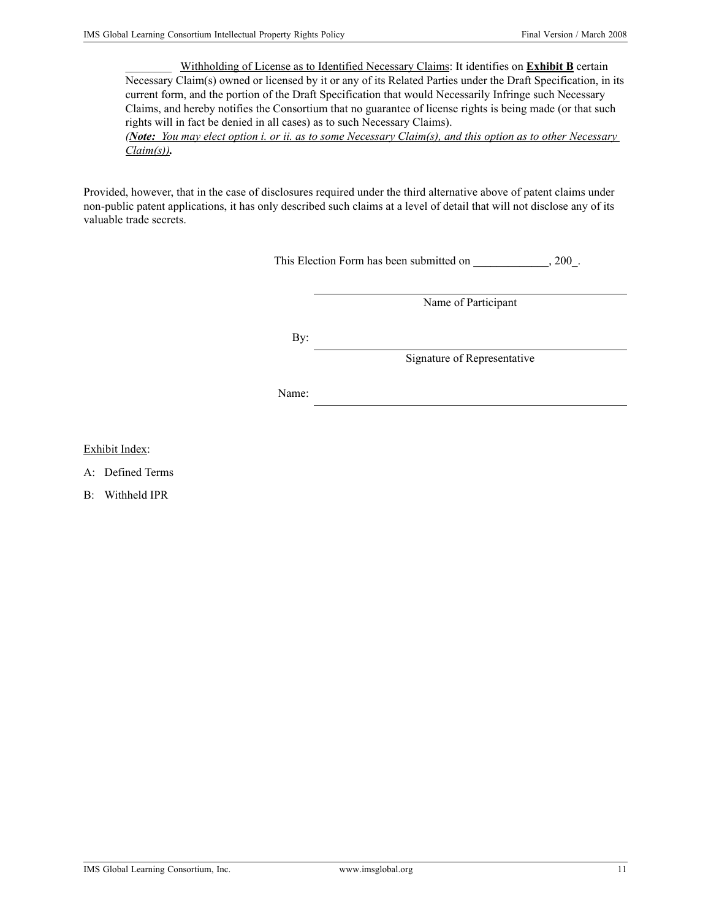________ Withholding of License as to Identified Necessary Claims: It identifies on **Exhibit B** certain Necessary Claim(s) owned or licensed by it or any of its Related Parties under the Draft Specification, in its current form, and the portion of the Draft Specification that would Necessarily Infringe such Necessary Claims, and hereby notifies the Consortium that no guarantee of license rights is being made (or that such rights will in fact be denied in all cases) as to such Necessary Claims).
*(**Note:** You may elect option i. or ii. as to some Necessary Claim(s), and this option as to other Necessary Claim(s))***.**

Provided, however, that in the case of disclosures required under the third alternative above of patent claims under non-public patent applications, it has only described such claims at a level of detail that will not disclose any of its valuable trade secrets.

This Election Form has been submitted on _____________, 200_.

______________________________
Name of Participant

By: ______________________________
Signature of Representative

Name: ______________________________

Exhibit Index:

A: Defined Terms

B: Withheld IPR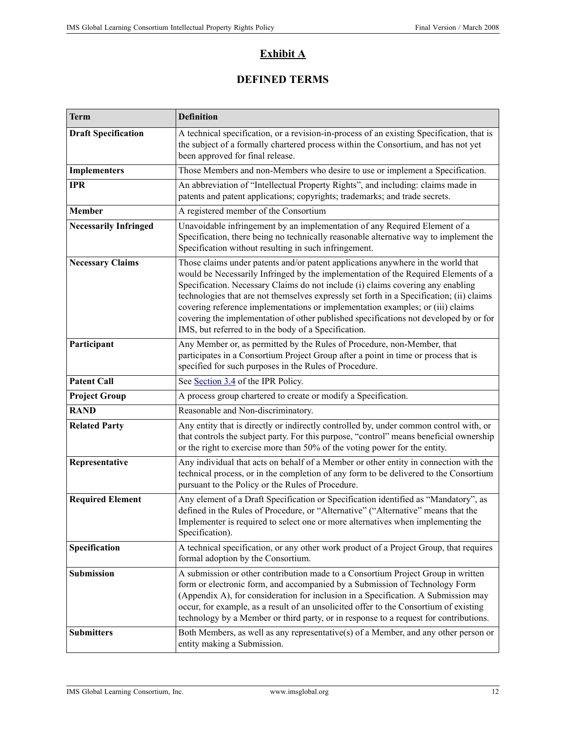# Exhibit A

## DEFINED TERMS

| Term | Definition |
| --- | --- |
| **Draft Specification** | A technical specification, or a revision-in-process of an existing Specification, that is the subject of a formally chartered process within the Consortium, and has not yet been approved for final release. |
| **Implementers** | Those Members and non-Members who desire to use or implement a Specification. |
| **IPR** | An abbreviation of "Intellectual Property Rights", and including: claims made in patents and patent applications; copyrights; trademarks; and trade secrets. |
| **Member** | A registered member of the Consortium |
| **Necessarily Infringed** | Unavoidable infringement by an implementation of any Required Element of a Specification, there being no technically reasonable alternative way to implement the Specification without resulting in such infringement. |
| **Necessary Claims** | Those claims under patents and/or patent applications anywhere in the world that would be Necessarily Infringed by the implementation of the Required Elements of a Specification. Necessary Claims do not include (i) claims covering any enabling technologies that are not themselves expressly set forth in a Specification; (ii) claims covering reference implementations or implementation examples; or (iii) claims covering the implementation of other published specifications not developed by or for IMS, but referred to in the body of a Specification. |
| **Participant** | Any Member or, as permitted by the Rules of Procedure, non-Member, that participates in a Consortium Project Group after a point in time or process that is specified for such purposes in the Rules of Procedure. |
| **Patent Call** | See Section 3.4 of the IPR Policy. |
| **Project Group** | A process group chartered to create or modify a Specification. |
| **RAND** | Reasonable and Non-discriminatory. |
| **Related Party** | Any entity that is directly or indirectly controlled by, under common control with, or that controls the subject party. For this purpose, "control" means beneficial ownership or the right to exercise more than 50% of the voting power for the entity. |
| **Representative** | Any individual that acts on behalf of a Member or other entity in connection with the technical process, or in the completion of any form to be delivered to the Consortium pursuant to the Policy or the Rules of Procedure. |
| **Required Element** | Any element of a Draft Specification or Specification identified as "Mandatory", as defined in the Rules of Procedure, or "Alternative" ("Alternative" means that the Implementer is required to select one or more alternatives when implementing the Specification). |
| **Specification** | A technical specification, or any other work product of a Project Group, that requires formal adoption by the Consortium. |
| **Submission** | A submission or other contribution made to a Consortium Project Group in written form or electronic form, and accompanied by a Submission of Technology Form (Appendix A), for consideration for inclusion in a Specification. A Submission may occur, for example, as a result of an unsolicited offer to the Consortium of existing technology by a Member or third party, or in response to a request for contributions. |
| **Submitters** | Both Members, as well as any representative(s) of a Member, and any other person or entity making a Submission. |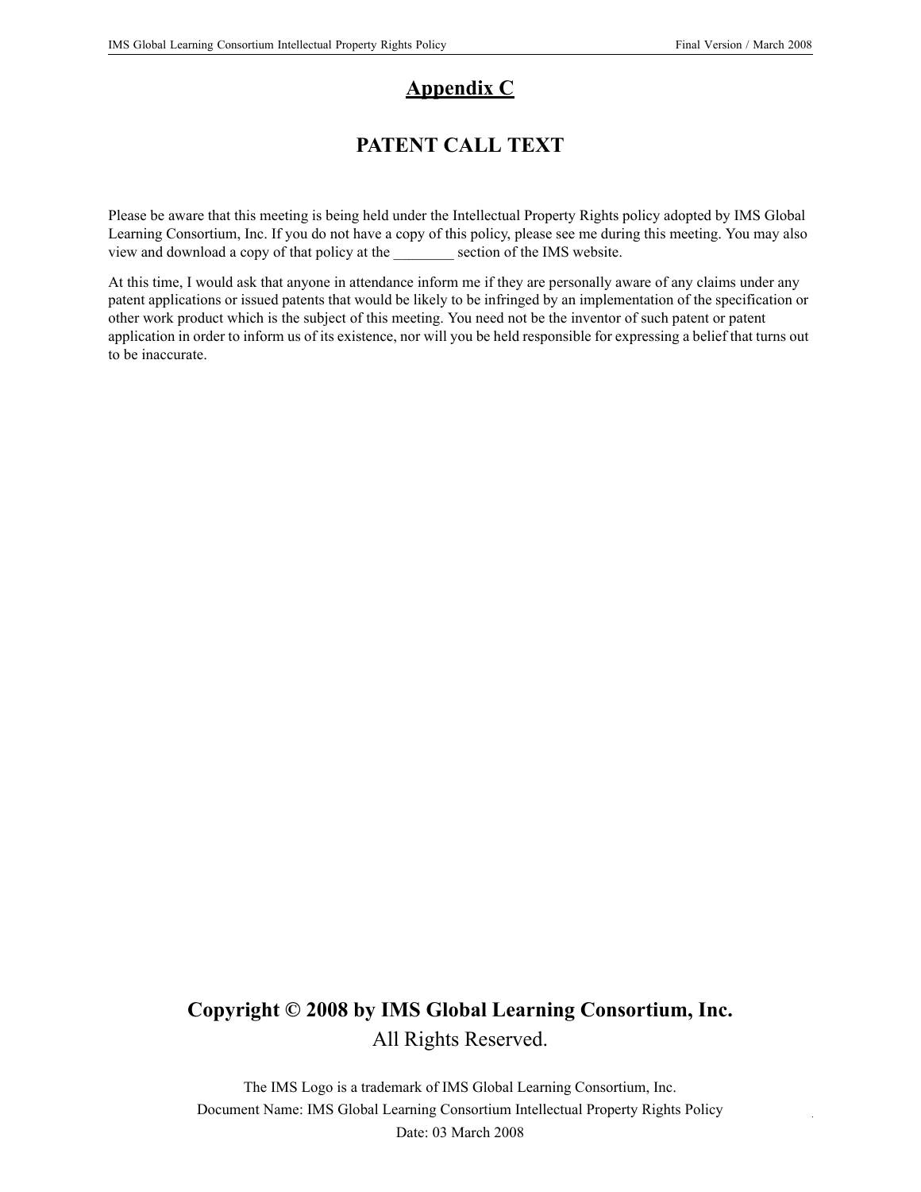# Appendix C

## PATENT CALL TEXT

Please be aware that this meeting is being held under the Intellectual Property Rights policy adopted by IMS Global Learning Consortium, Inc. If you do not have a copy of this policy, please see me during this meeting. You may also view and download a copy of that policy at the ________ section of the IMS website.

At this time, I would ask that anyone in attendance inform me if they are personally aware of any claims under any patent applications or issued patents that would be likely to be infringed by an implementation of the specification or other work product which is the subject of this meeting. You need not be the inventor of such patent or patent application in order to inform us of its existence, nor will you be held responsible for expressing a belief that turns out to be inaccurate.

**Copyright © 2008 by IMS Global Learning Consortium, Inc.**

All Rights Reserved.

The IMS Logo is a trademark of IMS Global Learning Consortium, Inc.

Document Name: IMS Global Learning Consortium Intellectual Property Rights Policy

Date: 03 March 2008